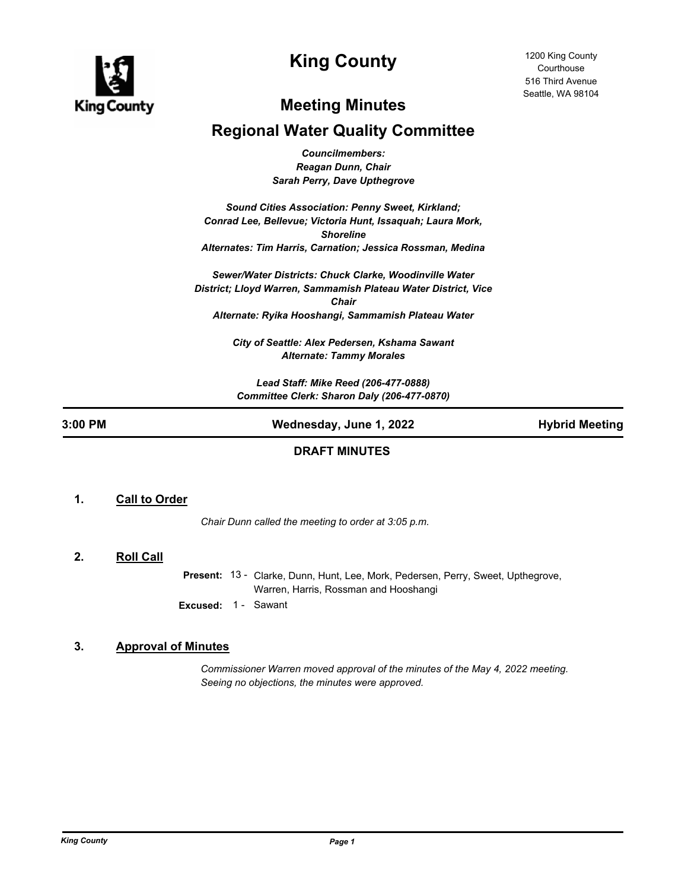# King County

1200 King County Courthouse
516 Third Avenue
Seattle, WA 98104

## Meeting Minutes

## Regional Water Quality Committee

*Councilmembers:*
*Reagan Dunn, Chair*
*Sarah Perry, Dave Upthegrove*

*Sound Cities Association: Penny Sweet, Kirkland; Conrad Lee, Bellevue; Victoria Hunt, Issaquah; Laura Mork, Shoreline*
*Alternates: Tim Harris, Carnation; Jessica Rossman, Medina*

*Sewer/Water Districts: Chuck Clarke, Woodinville Water District; Lloyd Warren, Sammamish Plateau Water District, Vice Chair*
*Alternate: Ryika Hooshangi, Sammamish Plateau Water*

*City of Seattle: Alex Pedersen, Kshama Sawant*
*Alternate: Tammy Morales*

*Lead Staff: Mike Reed (206-477-0888)*
*Committee Clerk: Sharon Daly (206-477-0870)*

**3:00 PM** | **Wednesday, June 1, 2022** | **Hybrid Meeting**

**DRAFT MINUTES**

### 1. Call to Order

*Chair Dunn called the meeting to order at 3:05 p.m.*

### 2. Roll Call

**Present:** 13 - Clarke, Dunn, Hunt, Lee, Mork, Pedersen, Perry, Sweet, Upthegrove, Warren, Harris, Rossman and Hooshangi

**Excused:** 1 - Sawant

### 3. Approval of Minutes

*Commissioner Warren moved approval of the minutes of the May 4, 2022 meeting. Seeing no objections, the minutes were approved.*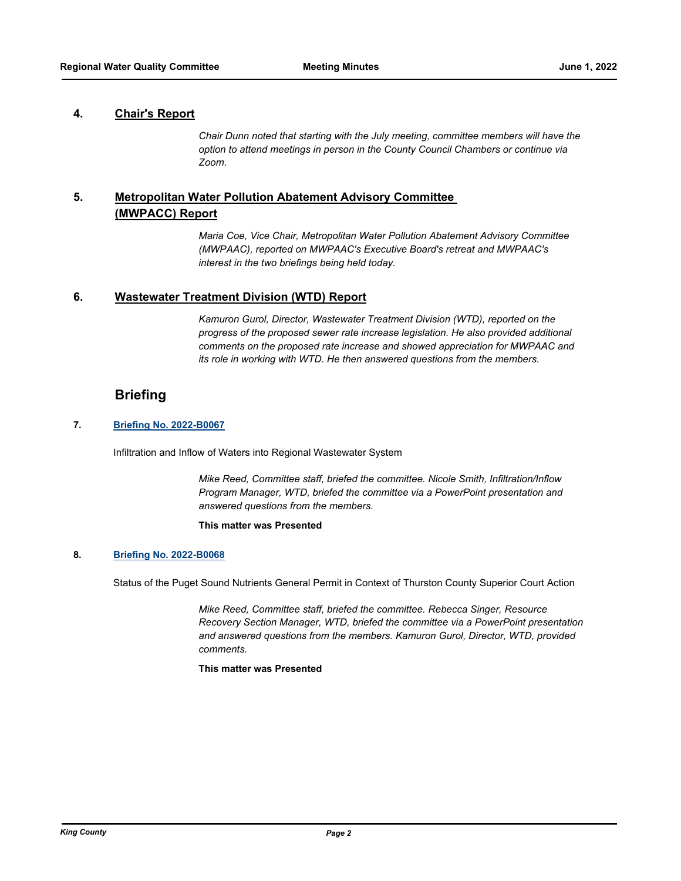## 4. Chair's Report

*Chair Dunn noted that starting with the July meeting, committee members will have the option to attend meetings in person in the County Council Chambers or continue via Zoom.*

## 5. Metropolitan Water Pollution Abatement Advisory Committee (MWPACC) Report

*Maria Coe, Vice Chair, Metropolitan Water Pollution Abatement Advisory Committee (MWPAAC), reported on MWPAAC's Executive Board's retreat and MWPAAC's interest in the two briefings being held today.*

## 6. Wastewater Treatment Division (WTD) Report

*Kamuron Gurol, Director, Wastewater Treatment Division (WTD), reported on the progress of the proposed sewer rate increase legislation. He also provided additional comments on the proposed rate increase and showed appreciation for MWPAAC and its role in working with WTD. He then answered questions from the members.*

# Briefing

### 7. Briefing No. 2022-B0067

Infiltration and Inflow of Waters into Regional Wastewater System

*Mike Reed, Committee staff, briefed the committee. Nicole Smith, Infiltration/Inflow Program Manager, WTD, briefed the committee via a PowerPoint presentation and answered questions from the members.*

**This matter was Presented**

### 8. Briefing No. 2022-B0068

Status of the Puget Sound Nutrients General Permit in Context of Thurston County Superior Court Action

*Mike Reed, Committee staff, briefed the committee. Rebecca Singer, Resource Recovery Section Manager, WTD, briefed the committee via a PowerPoint presentation and answered questions from the members. Kamuron Gurol, Director, WTD, provided comments.*

**This matter was Presented**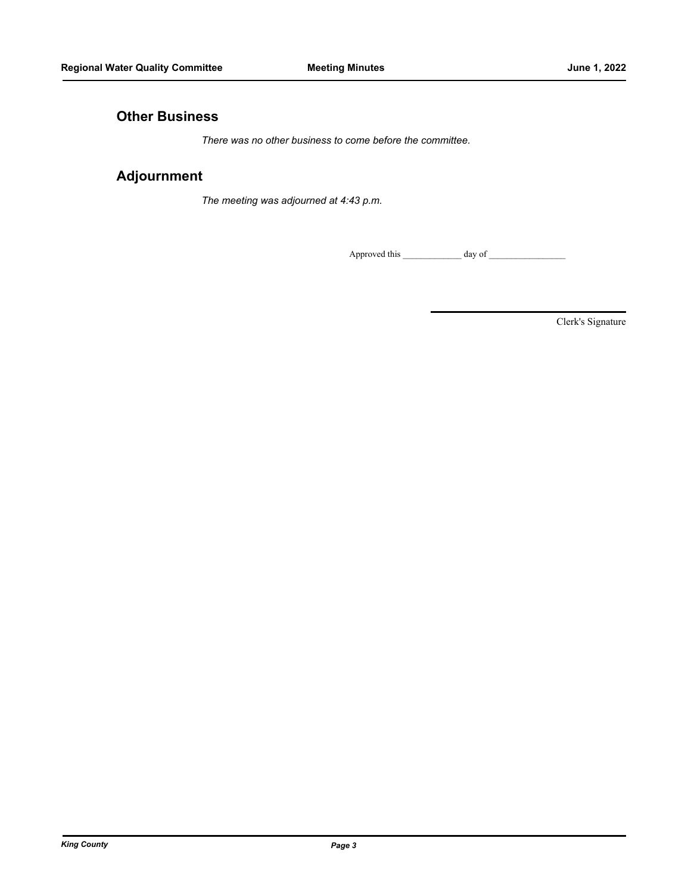## Other Business

*There was no other business to come before the committee.*

## Adjournment

*The meeting was adjourned at 4:43 p.m.*

Approved this _____________ day of _________________

Clerk's Signature